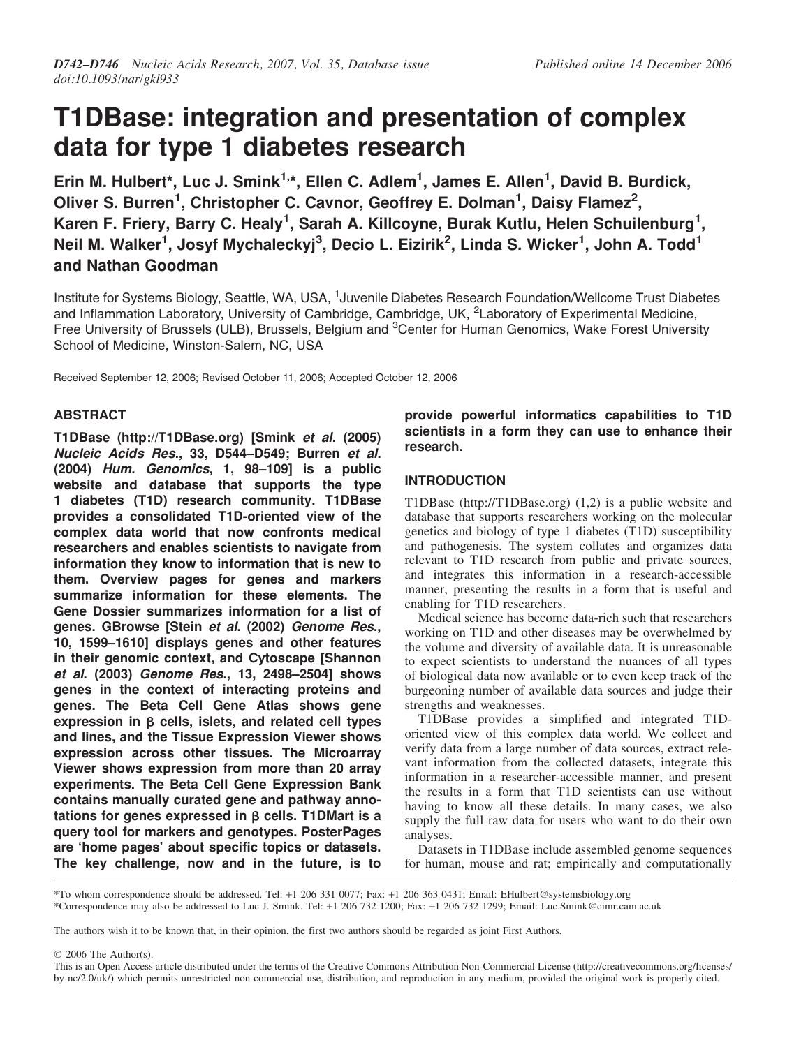# T1DBase: integration and presentation of complex data for type 1 diabetes research

**Erin M. Hulbert*, Luc J. Smink[1,*], Ellen C. Adlem[1], James E. Allen[1], David B. Burdick, Oliver S. Burren[1], Christopher C. Cavnor, Geoffrey E. Dolman[1], Daisy Flamez[2], Karen F. Friery, Barry C. Healy[1], Sarah A. Killcoyne, Burak Kutlu, Helen Schuilenburg[1], Neil M. Walker[1], Josyf Mychaleckyj[3], Decio L. Eizirik[2], Linda S. Wicker[1], John A. Todd[1] and Nathan Goodman**

Institute for Systems Biology, Seattle, WA, USA, [1]Juvenile Diabetes Research Foundation/Wellcome Trust Diabetes and Inflammation Laboratory, University of Cambridge, Cambridge, UK, [2]Laboratory of Experimental Medicine, Free University of Brussels (ULB), Brussels, Belgium and [3]Center for Human Genomics, Wake Forest University School of Medicine, Winston-Salem, NC, USA

Received September 12, 2006; Revised October 11, 2006; Accepted October 12, 2006

## ABSTRACT

**T1DBase (http://T1DBase.org) [Smink *et al*. (2005) *Nucleic Acids Res*., 33, D544–D549; Burren *et al*. (2004) *Hum. Genomics*, 1, 98–109] is a public website and database that supports the type 1 diabetes (T1D) research community. T1DBase provides a consolidated T1D-oriented view of the complex data world that now confronts medical researchers and enables scientists to navigate from information they know to information that is new to them. Overview pages for genes and markers summarize information for these elements. The Gene Dossier summarizes information for a list of genes. GBrowse [Stein *et al*. (2002) *Genome Res*., 10, 1599–1610] displays genes and other features in their genomic context, and Cytoscape [Shannon *et al*. (2003) *Genome Res*., 13, 2498–2504] shows genes in the context of interacting proteins and genes. The Beta Cell Gene Atlas shows gene expression in β cells, islets, and related cell types and lines, and the Tissue Expression Viewer shows expression across other tissues. The Microarray Viewer shows expression from more than 20 array experiments. The Beta Cell Gene Expression Bank contains manually curated gene and pathway annotations for genes expressed in β cells. T1DMart is a query tool for markers and genotypes. PosterPages are 'home pages' about specific topics or datasets. The key challenge, now and in the future, is to provide powerful informatics capabilities to T1D scientists in a form they can use to enhance their research.**

## INTRODUCTION

T1DBase (http://T1DBase.org) (1,2) is a public website and database that supports researchers working on the molecular genetics and biology of type 1 diabetes (T1D) susceptibility and pathogenesis. The system collates and organizes data relevant to T1D research from public and private sources, and integrates this information in a research-accessible manner, presenting the results in a form that is useful and enabling for T1D researchers.

Medical science has become data-rich such that researchers working on T1D and other diseases may be overwhelmed by the volume and diversity of available data. It is unreasonable to expect scientists to understand the nuances of all types of biological data now available or to even keep track of the burgeoning number of available data sources and judge their strengths and weaknesses.

T1DBase provides a simplified and integrated T1D-oriented view of this complex data world. We collect and verify data from a large number of data sources, extract relevant information from the collected datasets, integrate this information in a researcher-accessible manner, and present the results in a form that T1D scientists can use without having to know all these details. In many cases, we also supply the full raw data for users who want to do their own analyses.

Datasets in T1DBase include assembled genome sequences for human, mouse and rat; empirically and computationally

*To whom correspondence should be addressed. Tel: +1 206 331 0077; Fax: +1 206 363 0431; Email: EHulbert@systemsbiology.org
*Correspondence may also be addressed to Luc J. Smink. Tel: +1 206 732 1200; Fax: +1 206 732 1299; Email: Luc.Smink@cimr.cam.ac.uk

The authors wish it to be known that, in their opinion, the first two authors should be regarded as joint First Authors.

© 2006 The Author(s).
This is an Open Access article distributed under the terms of the Creative Commons Attribution Non-Commercial License (http://creativecommons.org/licenses/by-nc/2.0/uk/) which permits unrestricted non-commercial use, distribution, and reproduction in any medium, provided the original work is properly cited.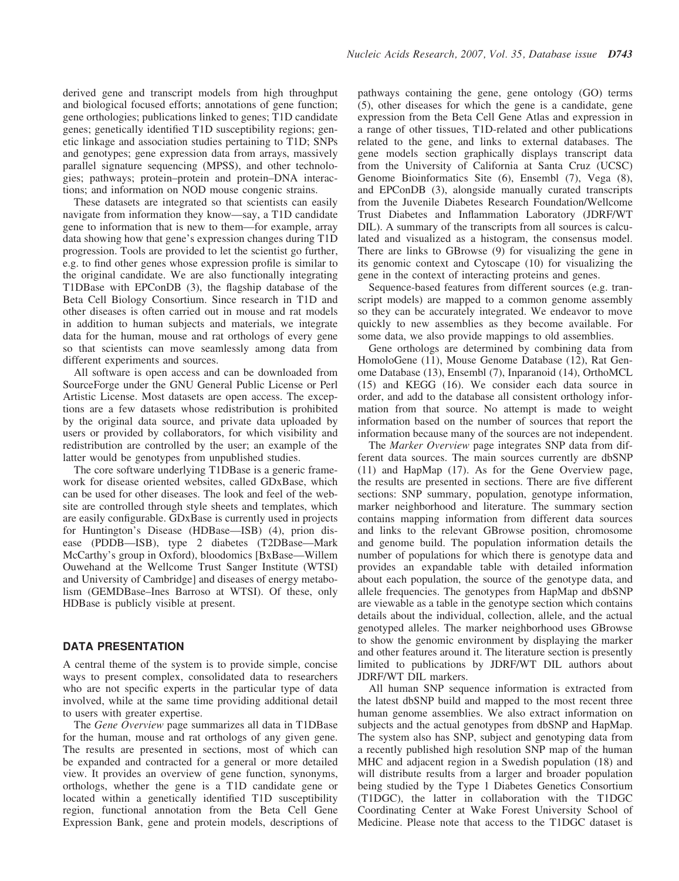derived gene and transcript models from high throughput and biological focused efforts; annotations of gene function; gene orthologies; publications linked to genes; T1D candidate genes; genetically identified T1D susceptibility regions; genetic linkage and association studies pertaining to T1D; SNPs and genotypes; gene expression data from arrays, massively parallel signature sequencing (MPSS), and other technologies; pathways; protein–protein and protein–DNA interactions; and information on NOD mouse congenic strains.

These datasets are integrated so that scientists can easily navigate from information they know—say, a T1D candidate gene to information that is new to them—for example, array data showing how that gene's expression changes during T1D progression. Tools are provided to let the scientist go further, e.g. to find other genes whose expression profile is similar to the original candidate. We are also functionally integrating T1DBase with EPConDB (3), the flagship database of the Beta Cell Biology Consortium. Since research in T1D and other diseases is often carried out in mouse and rat models in addition to human subjects and materials, we integrate data for the human, mouse and rat orthologs of every gene so that scientists can move seamlessly among data from different experiments and sources.

All software is open access and can be downloaded from SourceForge under the GNU General Public License or Perl Artistic License. Most datasets are open access. The exceptions are a few datasets whose redistribution is prohibited by the original data source, and private data uploaded by users or provided by collaborators, for which visibility and redistribution are controlled by the user; an example of the latter would be genotypes from unpublished studies.

The core software underlying T1DBase is a generic framework for disease oriented websites, called GDxBase, which can be used for other diseases. The look and feel of the website are controlled through style sheets and templates, which are easily configurable. GDxBase is currently used in projects for Huntington's Disease (HDBase—ISB) (4), prion disease (PDDB—ISB), type 2 diabetes (T2DBase—Mark McCarthy's group in Oxford), bloodomics [BxBase—Willem Ouwehand at the Wellcome Trust Sanger Institute (WTSI) and University of Cambridge] and diseases of energy metabolism (GEMDBase–Ines Barroso at WTSI). Of these, only HDBase is publicly visible at present.

## DATA PRESENTATION

A central theme of the system is to provide simple, concise ways to present complex, consolidated data to researchers who are not specific experts in the particular type of data involved, while at the same time providing additional detail to users with greater expertise.

The *Gene Overview* page summarizes all data in T1DBase for the human, mouse and rat orthologs of any given gene. The results are presented in sections, most of which can be expanded and contracted for a general or more detailed view. It provides an overview of gene function, synonyms, orthologs, whether the gene is a T1D candidate gene or located within a genetically identified T1D susceptibility region, functional annotation from the Beta Cell Gene Expression Bank, gene and protein models, descriptions of pathways containing the gene, gene ontology (GO) terms (5), other diseases for which the gene is a candidate, gene expression from the Beta Cell Gene Atlas and expression in a range of other tissues, T1D-related and other publications related to the gene, and links to external databases. The gene models section graphically displays transcript data from the University of California at Santa Cruz (UCSC) Genome Bioinformatics Site (6), Ensembl (7), Vega (8), and EPConDB (3), alongside manually curated transcripts from the Juvenile Diabetes Research Foundation/Wellcome Trust Diabetes and Inflammation Laboratory (JDRF/WT DIL). A summary of the transcripts from all sources is calculated and visualized as a histogram, the consensus model. There are links to GBrowse (9) for visualizing the gene in its genomic context and Cytoscape (10) for visualizing the gene in the context of interacting proteins and genes.

Sequence-based features from different sources (e.g. transcript models) are mapped to a common genome assembly so they can be accurately integrated. We endeavor to move quickly to new assemblies as they become available. For some data, we also provide mappings to old assemblies.

Gene orthologs are determined by combining data from HomoloGene (11), Mouse Genome Database (12), Rat Genome Database (13), Ensembl (7), Inparanoid (14), OrthoMCL (15) and KEGG (16). We consider each data source in order, and add to the database all consistent orthology information from that source. No attempt is made to weight information based on the number of sources that report the information because many of the sources are not independent.

The *Marker Overview* page integrates SNP data from different data sources. The main sources currently are dbSNP (11) and HapMap (17). As for the Gene Overview page, the results are presented in sections. There are five different sections: SNP summary, population, genotype information, marker neighborhood and literature. The summary section contains mapping information from different data sources and links to the relevant GBrowse position, chromosome and genome build. The population information details the number of populations for which there is genotype data and provides an expandable table with detailed information about each population, the source of the genotype data, and allele frequencies. The genotypes from HapMap and dbSNP are viewable as a table in the genotype section which contains details about the individual, collection, allele, and the actual genotyped alleles. The marker neighborhood uses GBrowse to show the genomic environment by displaying the marker and other features around it. The literature section is presently limited to publications by JDRF/WT DIL authors about JDRF/WT DIL markers.

All human SNP sequence information is extracted from the latest dbSNP build and mapped to the most recent three human genome assemblies. We also extract information on subjects and the actual genotypes from dbSNP and HapMap. The system also has SNP, subject and genotyping data from a recently published high resolution SNP map of the human MHC and adjacent region in a Swedish population (18) and will distribute results from a larger and broader population being studied by the Type 1 Diabetes Genetics Consortium (T1DGC), the latter in collaboration with the T1DGC Coordinating Center at Wake Forest University School of Medicine. Please note that access to the T1DGC dataset is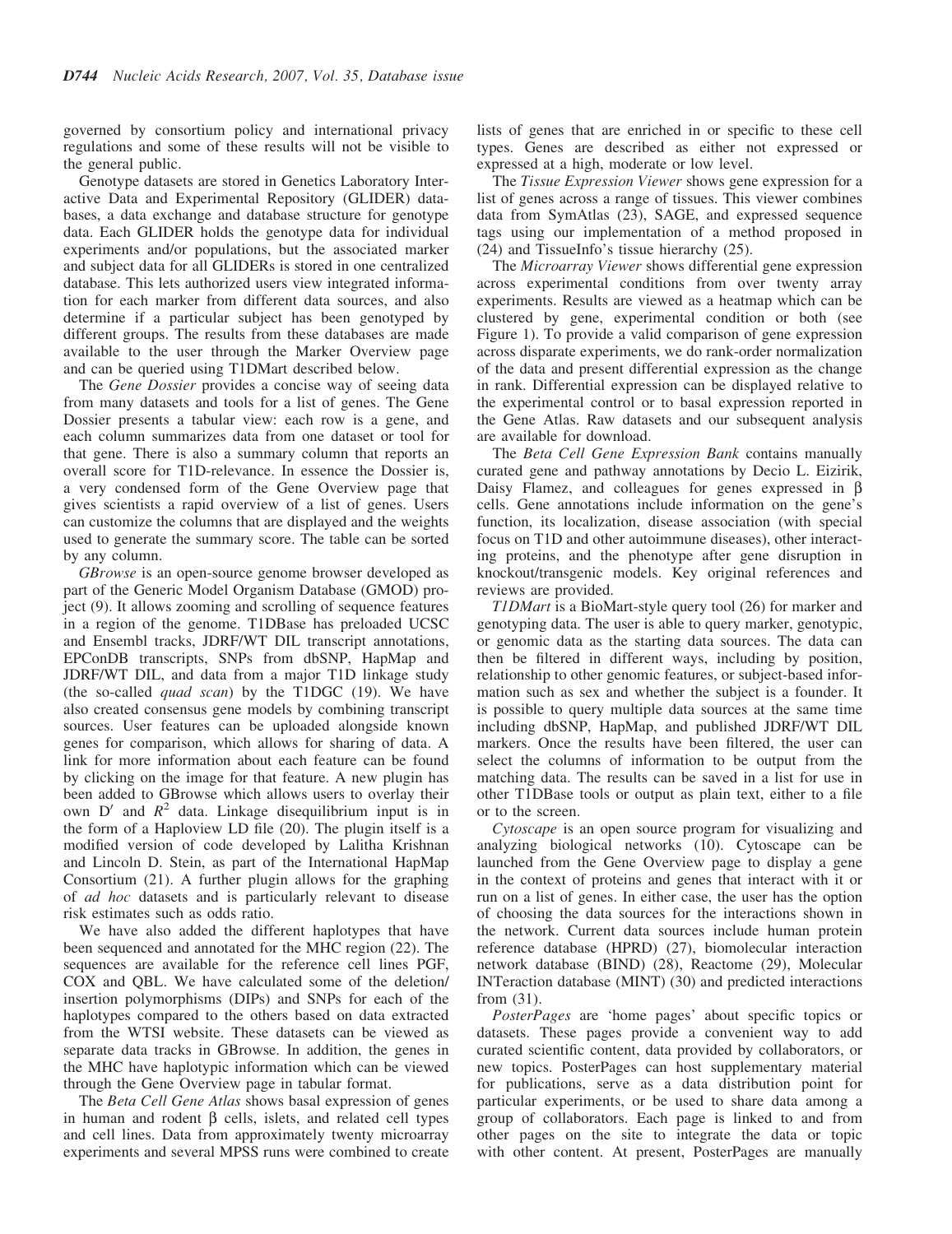governed by consortium policy and international privacy regulations and some of these results will not be visible to the general public.

Genotype datasets are stored in Genetics Laboratory Interactive Data and Experimental Repository (GLIDER) databases, a data exchange and database structure for genotype data. Each GLIDER holds the genotype data for individual experiments and/or populations, but the associated marker and subject data for all GLIDERs is stored in one centralized database. This lets authorized users view integrated information for each marker from different data sources, and also determine if a particular subject has been genotyped by different groups. The results from these databases are made available to the user through the Marker Overview page and can be queried using T1DMart described below.

The *Gene Dossier* provides a concise way of seeing data from many datasets and tools for a list of genes. The Gene Dossier presents a tabular view: each row is a gene, and each column summarizes data from one dataset or tool for that gene. There is also a summary column that reports an overall score for T1D-relevance. In essence the Dossier is, a very condensed form of the Gene Overview page that gives scientists a rapid overview of a list of genes. Users can customize the columns that are displayed and the weights used to generate the summary score. The table can be sorted by any column.

*GBrowse* is an open-source genome browser developed as part of the Generic Model Organism Database (GMOD) project (9). It allows zooming and scrolling of sequence features in a region of the genome. T1DBase has preloaded UCSC and Ensembl tracks, JDRF/WT DIL transcript annotations, EPConDB transcripts, SNPs from dbSNP, HapMap and JDRF/WT DIL, and data from a major T1D linkage study (the so-called *quad scan*) by the T1DGC (19). We have also created consensus gene models by combining transcript sources. User features can be uploaded alongside known genes for comparison, which allows for sharing of data. A link for more information about each feature can be found by clicking on the image for that feature. A new plugin has been added to GBrowse which allows users to overlay their own D′ and $R^2$ data. Linkage disequilibrium input is in the form of a Haploview LD file (20). The plugin itself is a modified version of code developed by Lalitha Krishnan and Lincoln D. Stein, as part of the International HapMap Consortium (21). A further plugin allows for the graphing of *ad hoc* datasets and is particularly relevant to disease risk estimates such as odds ratio.

We have also added the different haplotypes that have been sequenced and annotated for the MHC region (22). The sequences are available for the reference cell lines PGF, COX and QBL. We have calculated some of the deletion/insertion polymorphisms (DIPs) and SNPs for each of the haplotypes compared to the others based on data extracted from the WTSI website. These datasets can be viewed as separate data tracks in GBrowse. In addition, the genes in the MHC have haplotypic information which can be viewed through the Gene Overview page in tabular format.

The *Beta Cell Gene Atlas* shows basal expression of genes in human and rodent β cells, islets, and related cell types and cell lines. Data from approximately twenty microarray experiments and several MPSS runs were combined to create lists of genes that are enriched in or specific to these cell types. Genes are described as either not expressed or expressed at a high, moderate or low level.

The *Tissue Expression Viewer* shows gene expression for a list of genes across a range of tissues. This viewer combines data from SymAtlas (23), SAGE, and expressed sequence tags using our implementation of a method proposed in (24) and TissueInfo's tissue hierarchy (25).

The *Microarray Viewer* shows differential gene expression across experimental conditions from over twenty array experiments. Results are viewed as a heatmap which can be clustered by gene, experimental condition or both (see Figure 1). To provide a valid comparison of gene expression across disparate experiments, we do rank-order normalization of the data and present differential expression as the change in rank. Differential expression can be displayed relative to the experimental control or to basal expression reported in the Gene Atlas. Raw datasets and our subsequent analysis are available for download.

The *Beta Cell Gene Expression Bank* contains manually curated gene and pathway annotations by Decio L. Eizirik, Daisy Flamez, and colleagues for genes expressed in β cells. Gene annotations include information on the gene's function, its localization, disease association (with special focus on T1D and other autoimmune diseases), other interacting proteins, and the phenotype after gene disruption in knockout/transgenic models. Key original references and reviews are provided.

*T1DMart* is a BioMart-style query tool (26) for marker and genotyping data. The user is able to query marker, genotypic, or genomic data as the starting data sources. The data can then be filtered in different ways, including by position, relationship to other genomic features, or subject-based information such as sex and whether the subject is a founder. It is possible to query multiple data sources at the same time including dbSNP, HapMap, and published JDRF/WT DIL markers. Once the results have been filtered, the user can select the columns of information to be output from the matching data. The results can be saved in a list for use in other T1DBase tools or output as plain text, either to a file or to the screen.

*Cytoscape* is an open source program for visualizing and analyzing biological networks (10). Cytoscape can be launched from the Gene Overview page to display a gene in the context of proteins and genes that interact with it or run on a list of genes. In either case, the user has the option of choosing the data sources for the interactions shown in the network. Current data sources include human protein reference database (HPRD) (27), biomolecular interaction network database (BIND) (28), Reactome (29), Molecular INTeraction database (MINT) (30) and predicted interactions from (31).

*PosterPages* are 'home pages' about specific topics or datasets. These pages provide a convenient way to add curated scientific content, data provided by collaborators, or new topics. PosterPages can host supplementary material for publications, serve as a data distribution point for particular experiments, or be used to share data among a group of collaborators. Each page is linked to and from other pages on the site to integrate the data or topic with other content. At present, PosterPages are manually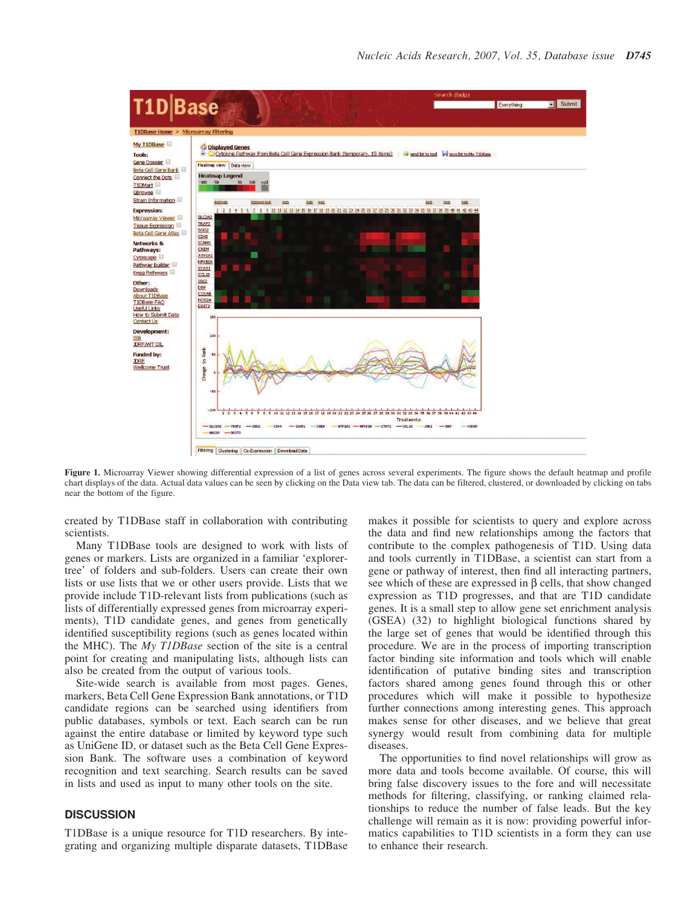Figure 1. Microarray Viewer showing differential expression of a list of genes across several experiments. The figure shows the default heatmap and profile chart displays of the data. Actual data values can be seen by clicking on the Data view tab. The data can be filtered, clustered, or downloaded by clicking on tabs near the bottom of the figure.

created by T1DBase staff in collaboration with contributing scientists.

Many T1DBase tools are designed to work with lists of genes or markers. Lists are organized in a familiar 'explorer-tree' of folders and sub-folders. Users can create their own lists or use lists that we or other users provide. Lists that we provide include T1D-relevant lists from publications (such as lists of differentially expressed genes from microarray experiments), T1D candidate genes, and genes from genetically identified susceptibility regions (such as genes located within the MHC). The *My T1DBase* section of the site is a central point for creating and manipulating lists, although lists can also be created from the output of various tools.

Site-wide search is available from most pages. Genes, markers, Beta Cell Gene Expression Bank annotations, or T1D candidate regions can be searched using identifiers from public databases, symbols or text. Each search can be run against the entire database or limited by keyword type such as UniGene ID, or dataset such as the Beta Cell Gene Expression Bank. The software uses a combination of keyword recognition and text searching. Search results can be saved in lists and used as input to many other tools on the site.

## DISCUSSION

T1DBase is a unique resource for T1D researchers. By integrating and organizing multiple disparate datasets, T1DBase makes it possible for scientists to query and explore across the data and find new relationships among the factors that contribute to the complex pathogenesis of T1D. Using data and tools currently in T1DBase, a scientist can start from a gene or pathway of interest, then find all interacting partners, see which of these are expressed in β cells, that show changed expression as T1D progresses, and that are T1D candidate genes. It is a small step to allow gene set enrichment analysis (GSEA) (32) to highlight biological functions shared by the large set of genes that would be identified through this procedure. We are in the process of importing transcription factor binding site information and tools which will enable identification of putative binding sites and transcription factors shared among genes found through this or other procedures which will make it possible to hypothesize further connections among interesting genes. This approach makes sense for other diseases, and we believe that great synergy would result from combining data for multiple diseases.

The opportunities to find novel relationships will grow as more data and tools become available. Of course, this will bring false discovery issues to the fore and will necessitate methods for filtering, classifying, or ranking claimed relationships to reduce the number of false leads. But the key challenge will remain as it is now: providing powerful informatics capabilities to T1D scientists in a form they can use to enhance their research.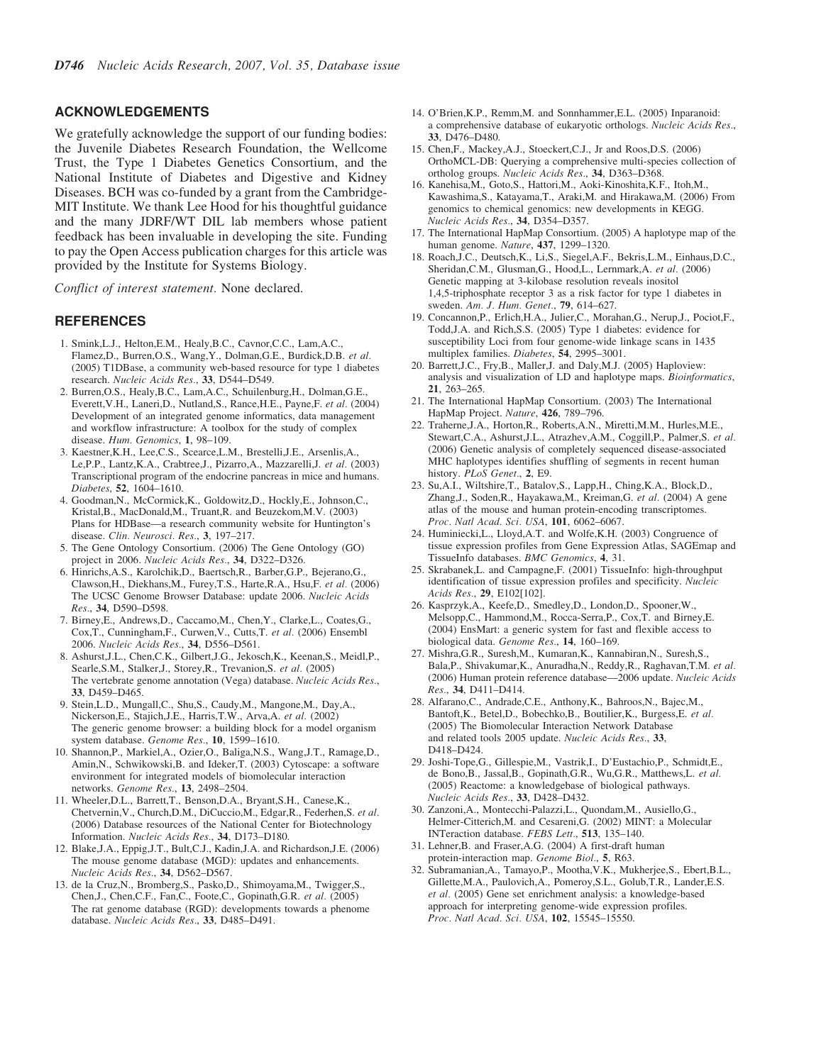## ACKNOWLEDGEMENTS

We gratefully acknowledge the support of our funding bodies: the Juvenile Diabetes Research Foundation, the Wellcome Trust, the Type 1 Diabetes Genetics Consortium, and the National Institute of Diabetes and Digestive and Kidney Diseases. BCH was co-funded by a grant from the Cambridge-MIT Institute. We thank Lee Hood for his thoughtful guidance and the many JDRF/WT DIL lab members whose patient feedback has been invaluable in developing the site. Funding to pay the Open Access publication charges for this article was provided by the Institute for Systems Biology.

*Conflict of interest statement.* None declared.

## REFERENCES

1. Smink,L.J., Helton,E.M., Healy,B.C., Cavnor,C.C., Lam,A.C., Flamez,D., Burren,O.S., Wang,Y., Dolman,G.E., Burdick,D.B. *et al.* (2005) T1DBase, a community web-based resource for type 1 diabetes research. *Nucleic Acids Res.*, **33**, D544–D549.
2. Burren,O.S., Healy,B.C., Lam,A.C., Schuilenburg,H., Dolman,G.E., Everett,V.H., Laneri,D., Nutland,S., Rance,H.E., Payne,F. *et al.* (2004) Development of an integrated genome informatics, data management and workflow infrastructure: A toolbox for the study of complex disease. *Hum. Genomics*, **1**, 98–109.
3. Kaestner,K.H., Lee,C.S., Scearce,L.M., Brestelli,J.E., Arsenlis,A., Le,P.P., Lantz,K.A., Crabtree,J., Pizarro,A., Mazzarelli,J. *et al.* (2003) Transcriptional program of the endocrine pancreas in mice and humans. *Diabetes*, **52**, 1604–1610.
4. Goodman,N., McCormick,K., Goldowitz,D., Hockly,E., Johnson,C., Kristal,B., MacDonald,M., Truant,R. and Beuzekom,M.V. (2003) Plans for HDBase—a research community website for Huntington's disease. *Clin. Neurosci. Res.*, **3**, 197–217.
5. The Gene Ontology Consortium. (2006) The Gene Ontology (GO) project in 2006. *Nucleic Acids Res.*, **34**, D322–D326.
6. Hinrichs,A.S., Karolchik,D., Baertsch,R., Barber,G.P., Bejerano,G., Clawson,H., Diekhans,M., Furey,T.S., Harte,R.A., Hsu,F. *et al.* (2006) The UCSC Genome Browser Database: update 2006. *Nucleic Acids Res.*, **34**, D590–D598.
7. Birney,E., Andrews,D., Caccamo,M., Chen,Y., Clarke,L., Coates,G., Cox,T., Cunningham,F., Curwen,V., Cutts,T. *et al.* (2006) Ensembl 2006. *Nucleic Acids Res.*, **34**, D556–D561.
8. Ashurst,J.L., Chen,C.K., Gilbert,J.G., Jekosch,K., Keenan,S., Meidl,P., Searle,S.M., Stalker,J., Storey,R., Trevanion,S. *et al.* (2005) The vertebrate genome annotation (Vega) database. *Nucleic Acids Res.*, **33**, D459–D465.
9. Stein,L.D., Mungall,C., Shu,S., Caudy,M., Mangone,M., Day,A., Nickerson,E., Stajich,J.E., Harris,T.W., Arva,A. *et al.* (2002) The generic genome browser: a building block for a model organism system database. *Genome Res.*, **10**, 1599–1610.
10. Shannon,P., Markiel,A., Ozier,O., Baliga,N.S., Wang,J.T., Ramage,D., Amin,N., Schwikowski,B. and Ideker,T. (2003) Cytoscape: a software environment for integrated models of biomolecular interaction networks. *Genome Res.*, **13**, 2498–2504.
11. Wheeler,D.L., Barrett,T., Benson,D.A., Bryant,S.H., Canese,K., Chetvernin,V., Church,D.M., DiCuccio,M., Edgar,R., Federhen,S. *et al.* (2006) Database resources of the National Center for Biotechnology Information. *Nucleic Acids Res.*, **34**, D173–D180.
12. Blake,J.A., Eppig,J.T., Bult,C.J., Kadin,J.A. and Richardson,J.E. (2006) The mouse genome database (MGD): updates and enhancements. *Nucleic Acids Res.*, **34**, D562–D567.
13. de la Cruz,N., Bromberg,S., Pasko,D., Shimoyama,M., Twigger,S., Chen,J., Chen,C.F., Fan,C., Foote,C., Gopinath,G.R. *et al.* (2005) The rat genome database (RGD): developments towards a phenome database. *Nucleic Acids Res.*, **33**, D485–D491.
14. O'Brien,K.P., Remm,M. and Sonnhammer,E.L. (2005) Inparanoid: a comprehensive database of eukaryotic orthologs. *Nucleic Acids Res.*, **33**, D476–D480.
15. Chen,F., Mackey,A.J., Stoeckert,C.J., Jr and Roos,D.S. (2006) OrthoMCL-DB: Querying a comprehensive multi-species collection of ortholog groups. *Nucleic Acids Res.*, **34**, D363–D368.
16. Kanehisa,M., Goto,S., Hattori,M., Aoki-Kinoshita,K.F., Itoh,M., Kawashima,S., Katayama,T., Araki,M. and Hirakawa,M. (2006) From genomics to chemical genomics: new developments in KEGG. *Nucleic Acids Res.*, **34**, D354–D357.
17. The International HapMap Consortium. (2005) A haplotype map of the human genome. *Nature*, **437**, 1299–1320.
18. Roach,J.C., Deutsch,K., Li,S., Siegel,A.F., Bekris,L.M., Einhaus,D.C., Sheridan,C.M., Glusman,G., Hood,L., Lernmark,A. *et al.* (2006) Genetic mapping at 3-kilobase resolution reveals inositol 1,4,5-triphosphate receptor 3 as a risk factor for type 1 diabetes in sweden. *Am. J. Hum. Genet.*, **79**, 614–627.
19. Concannon,P., Erlich,H.A., Julier,C., Morahan,G., Nerup,J., Pociot,F., Todd,J.A. and Rich,S.S. (2005) Type 1 diabetes: evidence for susceptibility Loci from four genome-wide linkage scans in 1435 multiplex families. *Diabetes*, **54**, 2995–3001.
20. Barrett,J.C., Fry,B., Maller,J. and Daly,M.J. (2005) Haploview: analysis and visualization of LD and haplotype maps. *Bioinformatics*, **21**, 263–265.
21. The International HapMap Consortium. (2003) The International HapMap Project. *Nature*, **426**, 789–796.
22. Traherne,J.A., Horton,R., Roberts,A.N., Miretti,M.M., Hurles,M.E., Stewart,C.A., Ashurst,J.L., Atrazhev,A.M., Coggill,P., Palmer,S. *et al.* (2006) Genetic analysis of completely sequenced disease-associated MHC haplotypes identifies shuffling of segments in recent human history. *PLoS Genet.*, **2**, E9.
23. Su,A.I., Wiltshire,T., Batalov,S., Lapp,H., Ching,K.A., Block,D., Zhang,J., Soden,R., Hayakawa,M., Kreiman,G. *et al.* (2004) A gene atlas of the mouse and human protein-encoding transcriptomes. *Proc. Natl Acad. Sci. USA*, **101**, 6062–6067.
24. Huminiecki,L., Lloyd,A.T. and Wolfe,K.H. (2003) Congruence of tissue expression profiles from Gene Expression Atlas, SAGEmap and TissueInfo databases. *BMC Genomics*, **4**, 31.
25. Skrabanek,L. and Campagne,F. (2001) TissueInfo: high-throughput identification of tissue expression profiles and specificity. *Nucleic Acids Res.*, **29**, E102[102].
26. Kasprzyk,A., Keefe,D., Smedley,D., London,D., Spooner,W., Melsopp,C., Hammond,M., Rocca-Serra,P., Cox,T. and Birney,E. (2004) EnsMart: a generic system for fast and flexible access to biological data. *Genome Res.*, **14**, 160–169.
27. Mishra,G.R., Suresh,M., Kumaran,K., Kannabiran,N., Suresh,S., Bala,P., Shivakumar,K., Anuradha,N., Reddy,R., Raghavan,T.M. *et al.* (2006) Human protein reference database—2006 update. *Nucleic Acids Res.*, **34**, D411–D414.
28. Alfarano,C., Andrade,C.E., Anthony,K., Bahroos,N., Bajec,M., Bantoft,K., Betel,D., Bobechko,B., Boutilier,K., Burgess,E. *et al.* (2005) The Biomolecular Interaction Network Database and related tools 2005 update. *Nucleic Acids Res.*, **33**, D418–D424.
29. Joshi-Tope,G., Gillespie,M., Vastrik,I., D'Eustachio,P., Schmidt,E., de Bono,B., Jassal,B., Gopinath,G.R., Wu,G.R., Matthews,L. *et al.* (2005) Reactome: a knowledgebase of biological pathways. *Nucleic Acids Res.*, **33**, D428–D432.
30. Zanzoni,A., Montecchi-Palazzi,L., Quondam,M., Ausiello,G., Helmer-Citterich,M. and Cesareni,G. (2002) MINT: a Molecular INTeraction database. *FEBS Lett.*, **513**, 135–140.
31. Lehner,B. and Fraser,A.G. (2004) A first-draft human protein-interaction map. *Genome Biol.*, **5**, R63.
32. Subramanian,A., Tamayo,P., Mootha,V.K., Mukherjee,S., Ebert,B.L., Gillette,M.A., Paulovich,A., Pomeroy,S.L., Golub,T.R., Lander,E.S. *et al.* (2005) Gene set enrichment analysis: a knowledge-based approach for interpreting genome-wide expression profiles. *Proc. Natl Acad. Sci. USA*, **102**, 15545–15550.